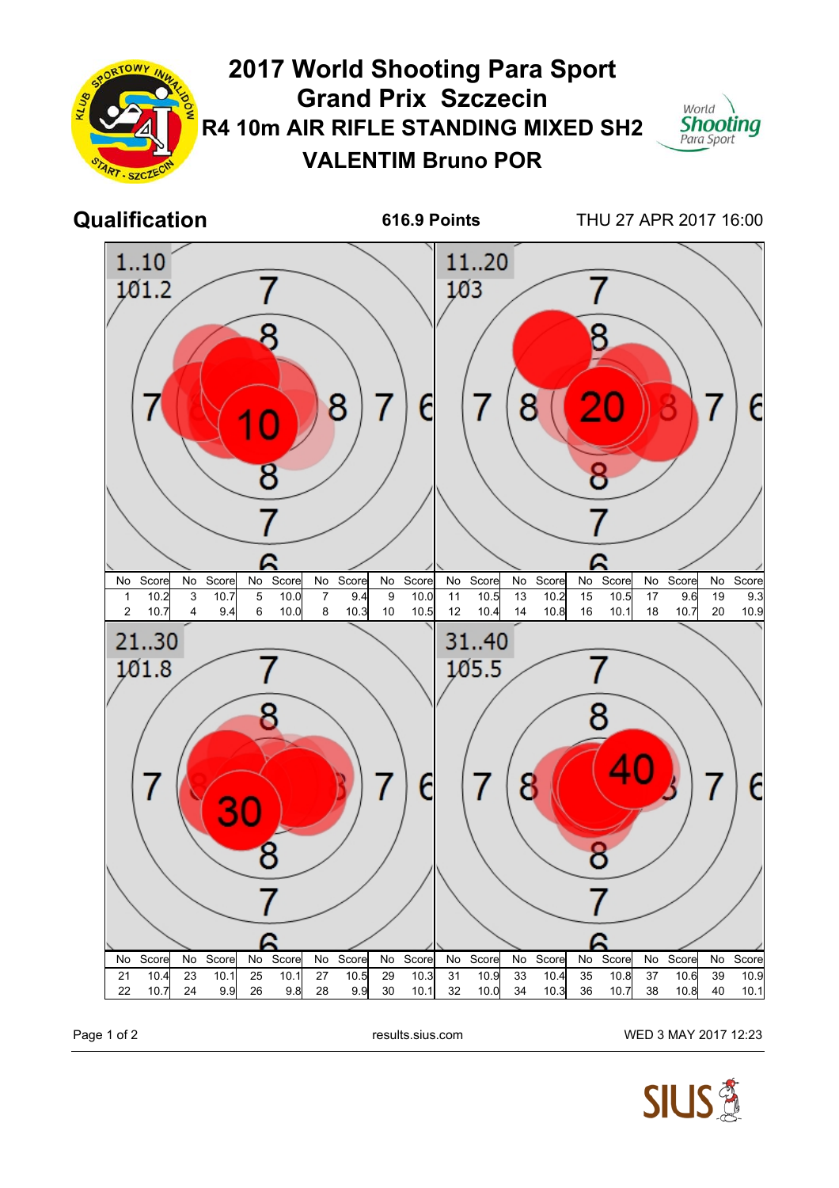# 2017 World Shooting Para Sport Grand Prix Szczecin

## R4 10m AIR RIFLE STANDING MIXED SH2

## VALENTIM Bruno POR

**Qualification** **616.9 Points** THU 27 APR 2017 16:00

**1..10** 101.2

| No | Score | No | Score | No | Score | No | Score | No | Score |
|---|---|---|---|---|---|---|---|---|---|
| 1 | 10.2 | 3 | 10.7 | 5 | 10.0 | 7 | 9.4 | 9 | 10.0 |
| 2 | 10.7 | 4 | 9.4 | 6 | 10.0 | 8 | 10.3 | 10 | 10.5 |

**11..20** 103

| No | Score | No | Score | No | Score | No | Score | No | Score |
|---|---|---|---|---|---|---|---|---|---|
| 11 | 10.5 | 13 | 10.2 | 15 | 10.5 | 17 | 9.6 | 19 | 9.3 |
| 12 | 10.4 | 14 | 10.8 | 16 | 10.1 | 18 | 10.7 | 20 | 10.9 |

**21..30** 101.8

| No | Score | No | Score | No | Score | No | Score | No | Score |
|---|---|---|---|---|---|---|---|---|---|
| 21 | 10.4 | 23 | 10.1 | 25 | 10.1 | 27 | 10.5 | 29 | 10.3 |
| 22 | 10.7 | 24 | 9.9 | 26 | 9.8 | 28 | 9.9 | 30 | 10.1 |

**31..40** 105.5

| No | Score | No | Score | No | Score | No | Score | No | Score |
|---|---|---|---|---|---|---|---|---|---|
| 31 | 10.9 | 33 | 10.4 | 35 | 10.8 | 37 | 10.6 | 39 | 10.9 |
| 32 | 10.0 | 34 | 10.3 | 36 | 10.7 | 38 | 10.8 | 40 | 10.1 |

results.sius.com WED 3 MAY 2017 12:23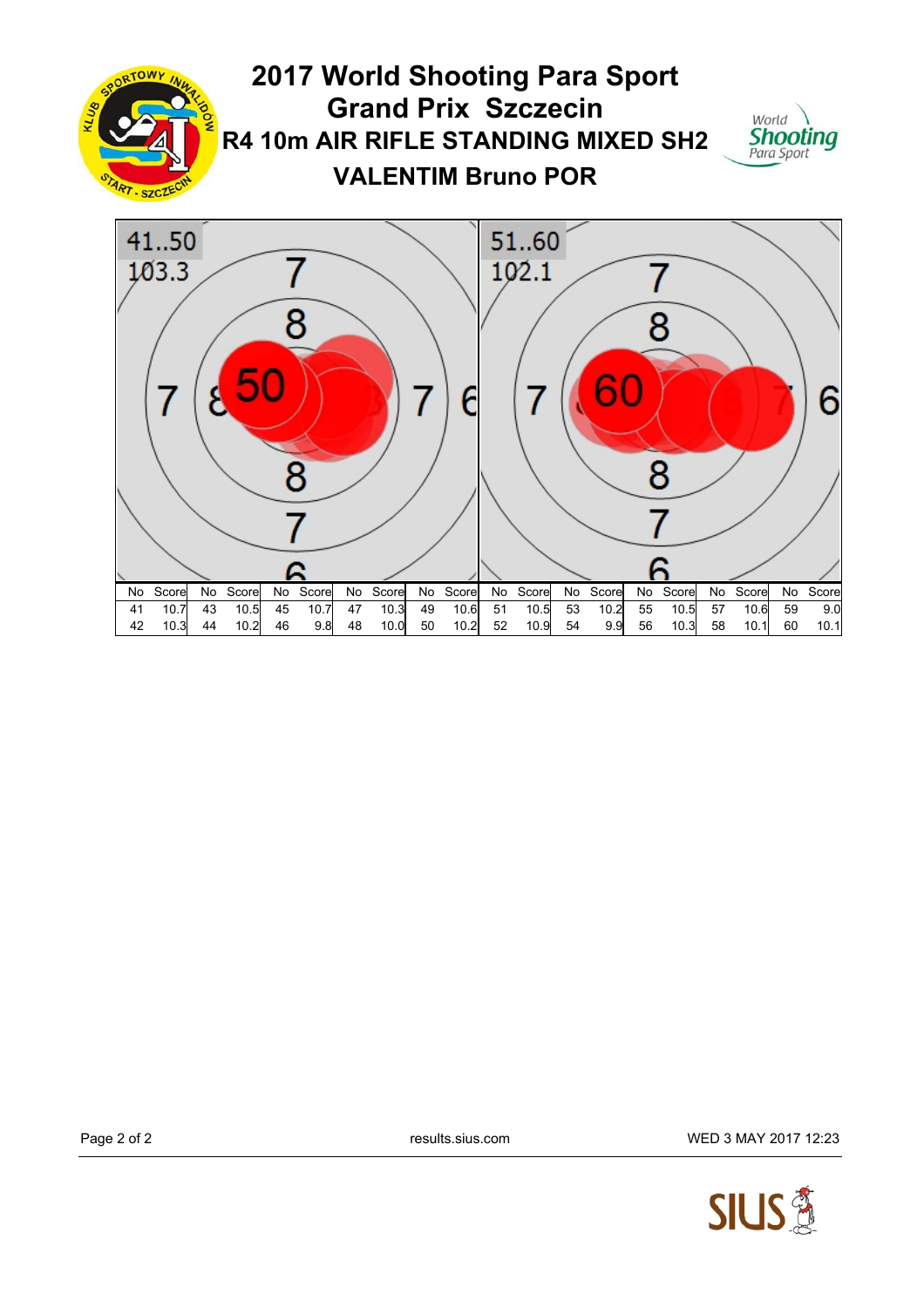# 2017 World Shooting Para Sport Grand Prix Szczecin

## R4 10m AIR RIFLE STANDING MIXED SH2

## VALENTIM Bruno POR

41..50
103.3

51..60
102.1

| No | Score | No | Score | No | Score | No | Score | No | Score | No | Score | No | Score | No | Score | No | Score | No | Score |
|---|---|---|---|---|---|---|---|---|---|---|---|---|---|---|---|---|---|---|---|
| 41 | 10.7 | 43 | 10.5 | 45 | 10.7 | 47 | 10.3 | 49 | 10.6 | 51 | 10.5 | 53 | 10.2 | 55 | 10.5 | 57 | 10.6 | 59 | 9.0 |
| 42 | 10.3 | 44 | 10.2 | 46 | 9.8 | 48 | 10.0 | 50 | 10.2 | 52 | 10.9 | 54 | 9.9 | 56 | 10.3 | 58 | 10.1 | 60 | 10.1 |

results.sius.com

WED 3 MAY 2017 12:23